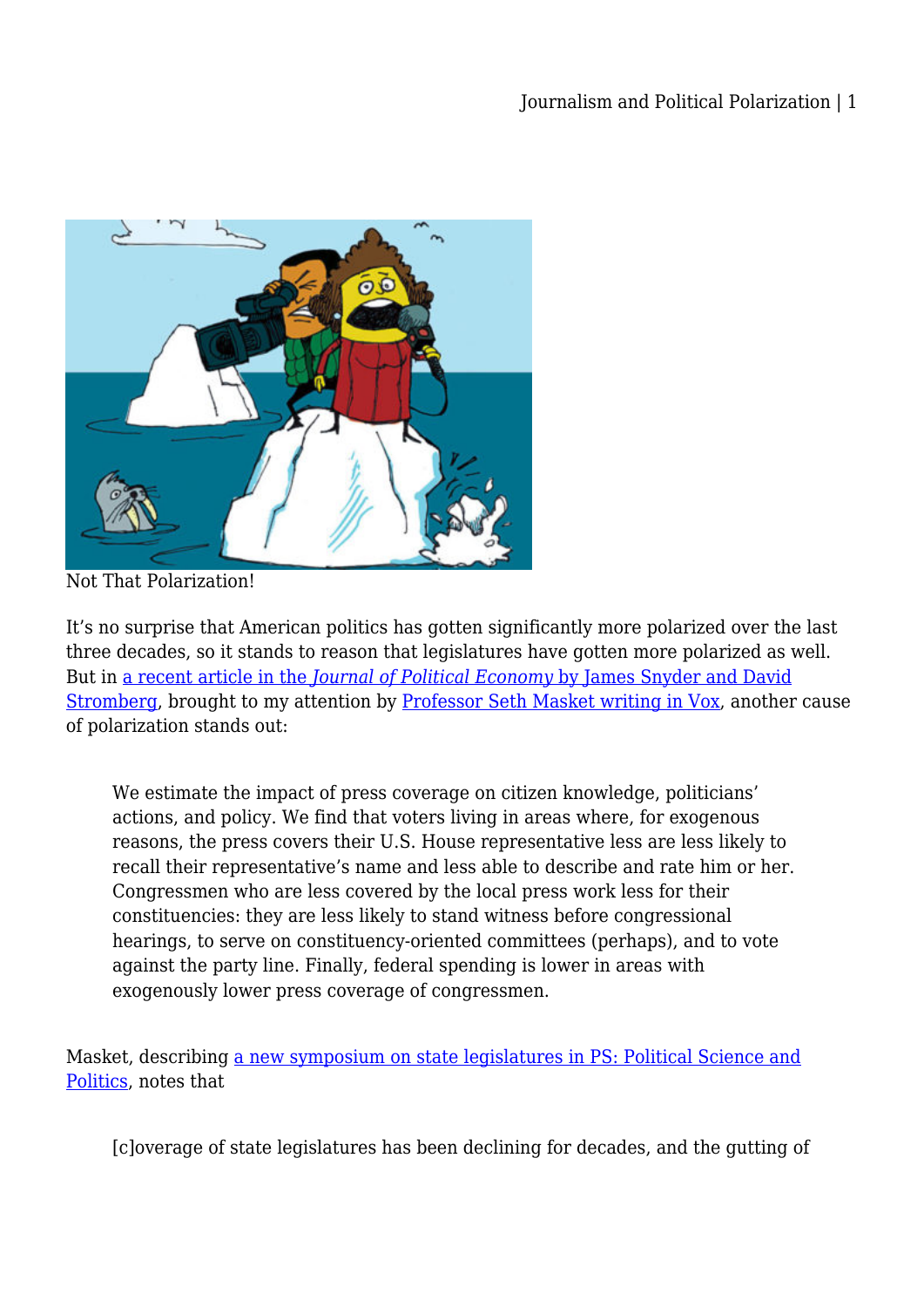Not That Polarization!

It's no surprise that American politics has gotten significantly more polarized over the last three decades, so it stands to reason that legislatures have gotten more polarized as well. But in [a recent article in the *Journal of Political Economy* by James Snyder and David Stromberg](), brought to my attention by [Professor Seth Masket writing in Vox](), another cause of polarization stands out:

> We estimate the impact of press coverage on citizen knowledge, politicians' actions, and policy. We find that voters living in areas where, for exogenous reasons, the press covers their U.S. House representative less are less likely to recall their representative's name and less able to describe and rate him or her. Congressmen who are less covered by the local press work less for their constituencies: they are less likely to stand witness before congressional hearings, to serve on constituency-oriented committees (perhaps), and to vote against the party line. Finally, federal spending is lower in areas with exogenously lower press coverage of congressmen.

Masket, describing [a new symposium on state legislatures in PS: Political Science and Politics](), notes that

> [c]overage of state legislatures has been declining for decades, and the gutting of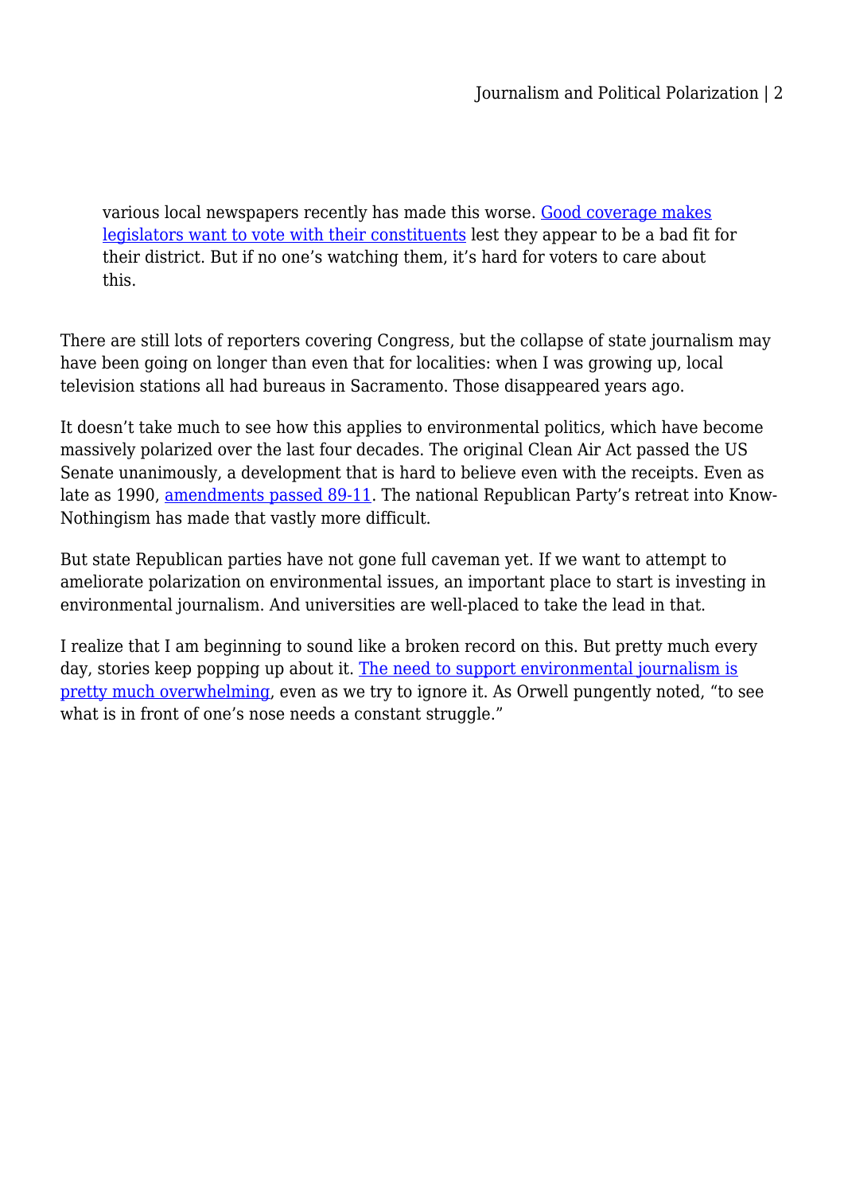> various local newspapers recently has made this worse. Good coverage makes legislators want to vote with their constituents lest they appear to be a bad fit for their district. But if no one's watching them, it's hard for voters to care about this.

There are still lots of reporters covering Congress, but the collapse of state journalism may have been going on longer than even that for localities: when I was growing up, local television stations all had bureaus in Sacramento. Those disappeared years ago.

It doesn't take much to see how this applies to environmental politics, which have become massively polarized over the last four decades. The original Clean Air Act passed the US Senate unanimously, a development that is hard to believe even with the receipts. Even as late as 1990, amendments passed 89-11. The national Republican Party's retreat into Know-Nothingism has made that vastly more difficult.

But state Republican parties have not gone full caveman yet. If we want to attempt to ameliorate polarization on environmental issues, an important place to start is investing in environmental journalism. And universities are well-placed to take the lead in that.

I realize that I am beginning to sound like a broken record on this. But pretty much every day, stories keep popping up about it. The need to support environmental journalism is pretty much overwhelming, even as we try to ignore it. As Orwell pungently noted, "to see what is in front of one's nose needs a constant struggle."